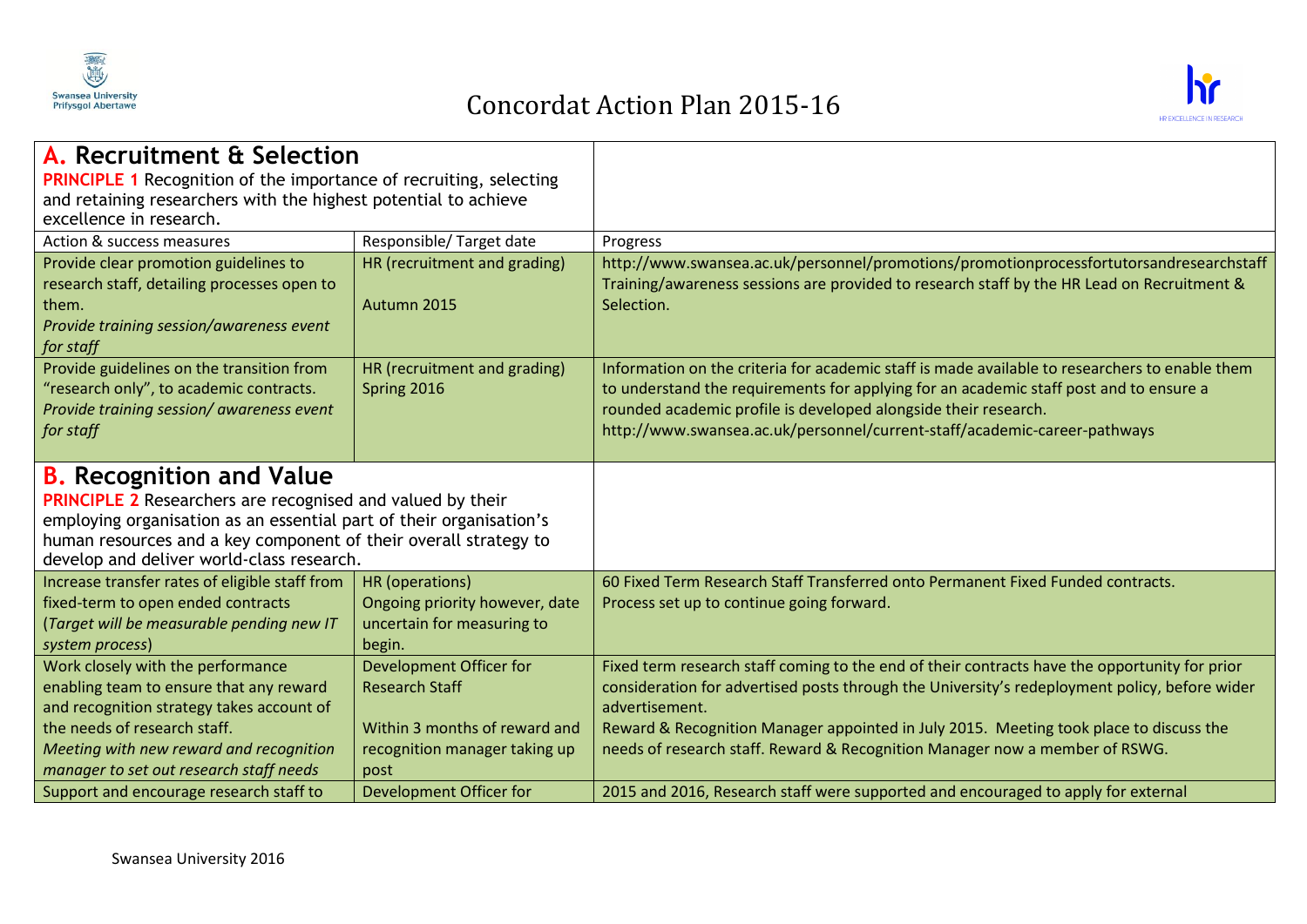# Concordat Action Plan 2015-16

## A. Recruitment & Selection

**PRINCIPLE 1** Recognition of the importance of recruiting, selecting and retaining researchers with the highest potential to achieve excellence in research.

| Action & success measures | Responsible/ Target date | Progress |
|---|---|---|
| Provide clear promotion guidelines to research staff, detailing processes open to them. *Provide training session/awareness event for staff* | HR (recruitment and grading) Autumn 2015 | http://www.swansea.ac.uk/personnel/promotions/promotionprocessfortutorsandresearchstaff Training/awareness sessions are provided to research staff by the HR Lead on Recruitment & Selection. |
| Provide guidelines on the transition from "research only", to academic contracts. *Provide training session/ awareness event for staff* | HR (recruitment and grading) Spring 2016 | Information on the criteria for academic staff is made available to researchers to enable them to understand the requirements for applying for an academic staff post and to ensure a rounded academic profile is developed alongside their research. http://www.swansea.ac.uk/personnel/current-staff/academic-career-pathways |

## B. Recognition and Value

**PRINCIPLE 2** Researchers are recognised and valued by their employing organisation as an essential part of their organisation's human resources and a key component of their overall strategy to develop and deliver world-class research.

| Action & success measures | Responsible/ Target date | Progress |
|---|---|---|
| Increase transfer rates of eligible staff from fixed-term to open ended contracts (*Target will be measurable pending new IT system process*) | HR (operations) Ongoing priority however, date uncertain for measuring to begin. | 60 Fixed Term Research Staff Transferred onto Permanent Fixed Funded contracts. Process set up to continue going forward. |
| Work closely with the performance enabling team to ensure that any reward and recognition strategy takes account of the needs of research staff. *Meeting with new reward and recognition manager to set out research staff needs* | Development Officer for Research Staff Within 3 months of reward and recognition manager taking up post | Fixed term research staff coming to the end of their contracts have the opportunity for prior consideration for advertised posts through the University's redeployment policy, before wider advertisement. Reward & Recognition Manager appointed in July 2015. Meeting took place to discuss the needs of research staff. Reward & Recognition Manager now a member of RSWG. |
| Support and encourage research staff to | Development Officer for | 2015 and 2016, Research staff were supported and encouraged to apply for external |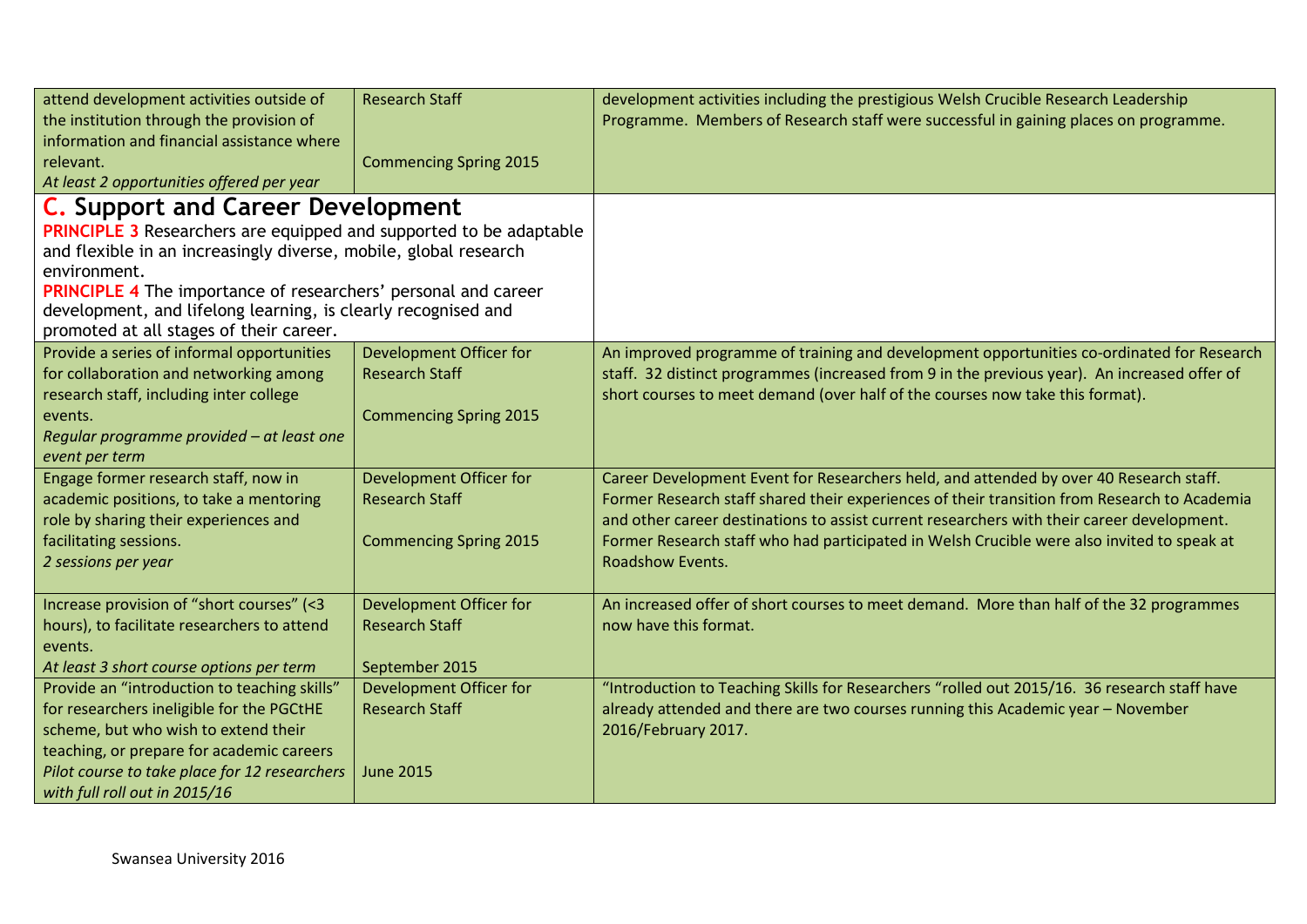| | | |
|---|---|---|
| attend development activities outside of the institution through the provision of information and financial assistance where relevant.<br>*At least 2 opportunities offered per year* | Research Staff<br><br>Commencing Spring 2015 | development activities including the prestigious Welsh Crucible Research Leadership Programme. Members of Research staff were successful in gaining places on programme. |

## C. Support and Career Development

**PRINCIPLE 3** Researchers are equipped and supported to be adaptable and flexible in an increasingly diverse, mobile, global research environment.

**PRINCIPLE 4** The importance of researchers' personal and career development, and lifelong learning, is clearly recognised and promoted at all stages of their career.

| | | |
|---|---|---|
| Provide a series of informal opportunities for collaboration and networking among research staff, including inter college events.<br>*Regular programme provided – at least one event per term* | Development Officer for Research Staff<br><br>Commencing Spring 2015 | An improved programme of training and development opportunities co-ordinated for Research staff. 32 distinct programmes (increased from 9 in the previous year). An increased offer of short courses to meet demand (over half of the courses now take this format). |
| Engage former research staff, now in academic positions, to take a mentoring role by sharing their experiences and facilitating sessions.<br>*2 sessions per year* | Development Officer for Research Staff<br><br>Commencing Spring 2015 | Career Development Event for Researchers held, and attended by over 40 Research staff. Former Research staff shared their experiences of their transition from Research to Academia and other career destinations to assist current researchers with their career development. Former Research staff who had participated in Welsh Crucible were also invited to speak at Roadshow Events. |
| Increase provision of "short courses" (<3 hours), to facilitate researchers to attend events.<br>*At least 3 short course options per term* | Development Officer for Research Staff<br><br>September 2015 | An increased offer of short courses to meet demand. More than half of the 32 programmes now have this format. |
| Provide an "introduction to teaching skills" for researchers ineligible for the PGCtHE scheme, but who wish to extend their teaching, or prepare for academic careers<br>*Pilot course to take place for 12 researchers with full roll out in 2015/16* | Development Officer for Research Staff<br><br>June 2015 | "Introduction to Teaching Skills for Researchers "rolled out 2015/16. 36 research staff have already attended and there are two courses running this Academic year – November 2016/February 2017. |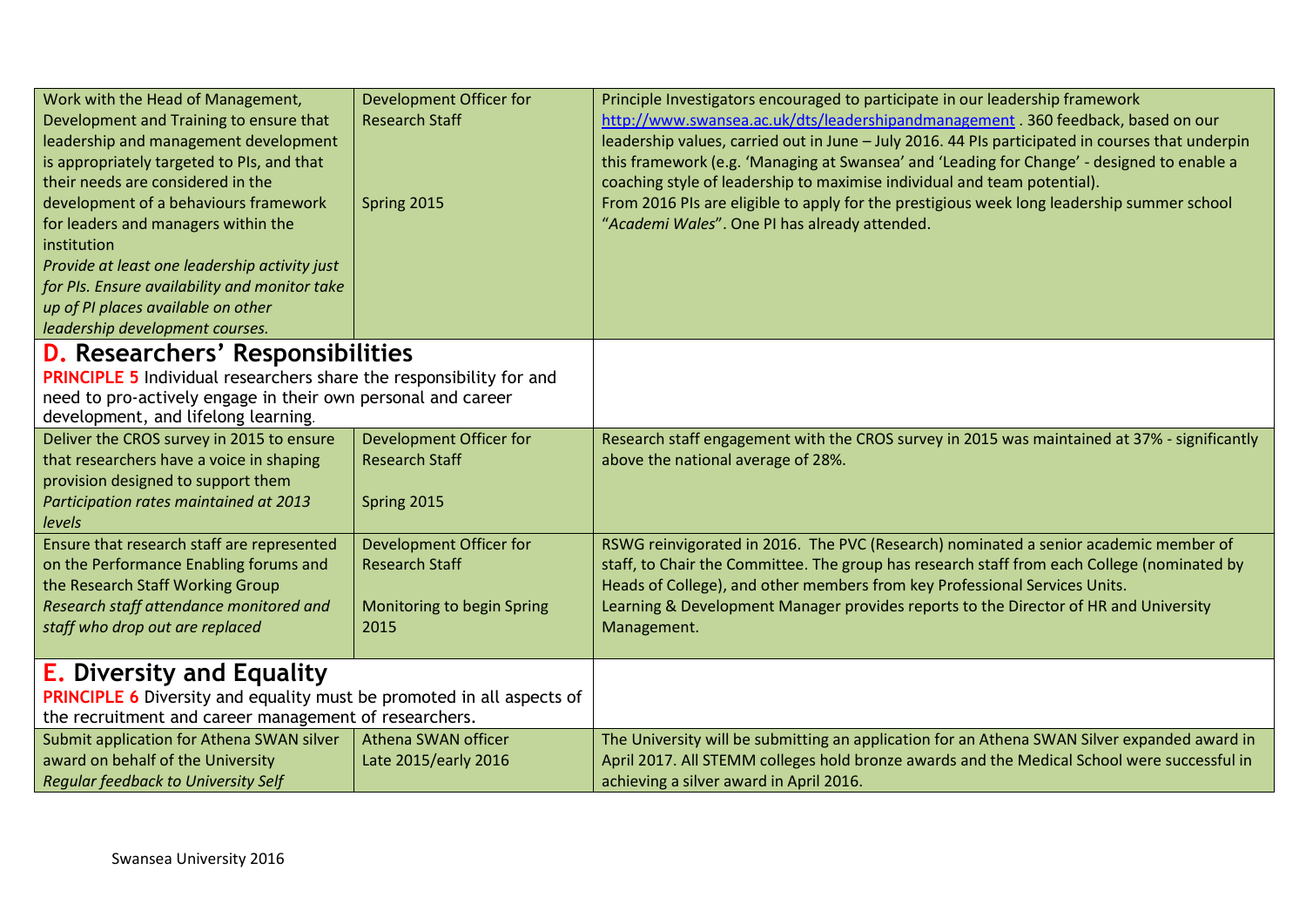| | | |
|---|---|---|
| Work with the Head of Management, Development and Training to ensure that leadership and management development is appropriately targeted to PIs, and that their needs are considered in the development of a behaviours framework for leaders and managers within the institution<br>*Provide at least one leadership activity just for PIs. Ensure availability and monitor take up of PI places available on other leadership development courses.* | Development Officer for Research Staff<br><br>Spring 2015 | Principle Investigators encouraged to participate in our leadership framework http://www.swansea.ac.uk/dts/leadershipandmanagement . 360 feedback, based on our leadership values, carried out in June – July 2016. 44 PIs participated in courses that underpin this framework (e.g. 'Managing at Swansea' and 'Leading for Change' - designed to enable a coaching style of leadership to maximise individual and team potential).<br>From 2016 PIs are eligible to apply for the prestigious week long leadership summer school "*Academi Wales*". One PI has already attended. |
| **D. Researchers' Responsibilities**<br>**PRINCIPLE 5** Individual researchers share the responsibility for and need to pro-actively engage in their own personal and career development, and lifelong learning. | | |
| Deliver the CROS survey in 2015 to ensure that researchers have a voice in shaping provision designed to support them<br>*Participation rates maintained at 2013 levels* | Development Officer for Research Staff<br><br>Spring 2015 | Research staff engagement with the CROS survey in 2015 was maintained at 37% - significantly above the national average of 28%. |
| Ensure that research staff are represented on the Performance Enabling forums and the Research Staff Working Group<br>*Research staff attendance monitored and staff who drop out are replaced* | Development Officer for Research Staff<br><br>Monitoring to begin Spring 2015 | RSWG reinvigorated in 2016. The PVC (Research) nominated a senior academic member of staff, to Chair the Committee. The group has research staff from each College (nominated by Heads of College), and other members from key Professional Services Units.<br>Learning & Development Manager provides reports to the Director of HR and University Management. |
| **E. Diversity and Equality**<br>**PRINCIPLE 6** Diversity and equality must be promoted in all aspects of the recruitment and career management of researchers. | | |
| Submit application for Athena SWAN silver award on behalf of the University<br>*Regular feedback to University Self* | Athena SWAN officer<br>Late 2015/early 2016 | The University will be submitting an application for an Athena SWAN Silver expanded award in April 2017. All STEMM colleges hold bronze awards and the Medical School were successful in achieving a silver award in April 2016. |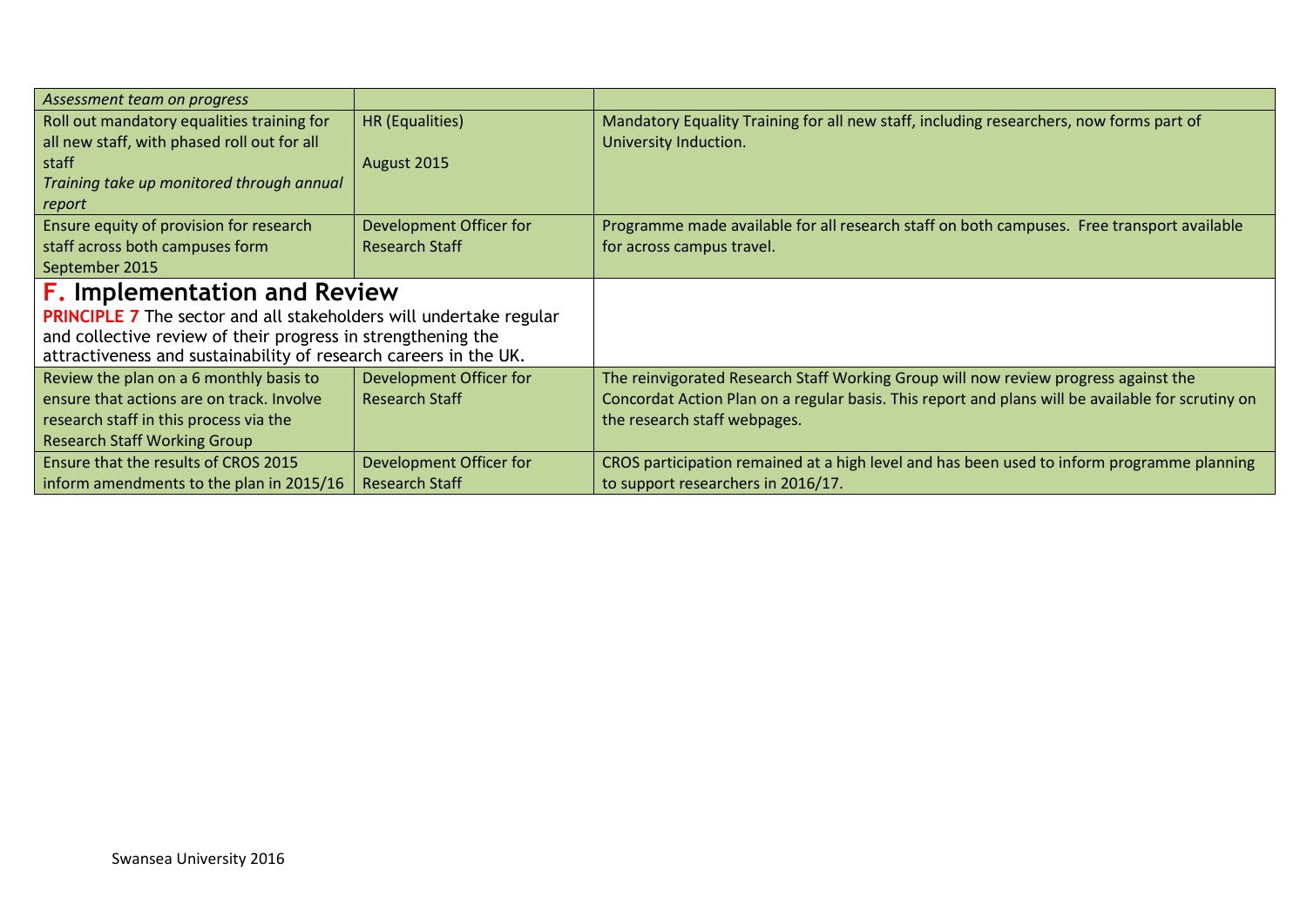| | | |
|---|---|---|
| *Assessment team on progress* | | |
| Roll out mandatory equalities training for all new staff, with phased roll out for all staff<br>*Training take up monitored through annual report* | HR (Equalities)<br><br>August 2015 | Mandatory Equality Training for all new staff, including researchers, now forms part of University Induction. |
| Ensure equity of provision for research staff across both campuses form September 2015 | Development Officer for Research Staff | Programme made available for all research staff on both campuses. Free transport available for across campus travel. |

## F. Implementation and Review

**PRINCIPLE 7** The sector and all stakeholders will undertake regular and collective review of their progress in strengthening the attractiveness and sustainability of research careers in the UK.

| | | |
|---|---|---|
| Review the plan on a 6 monthly basis to ensure that actions are on track. Involve research staff in this process via the Research Staff Working Group | Development Officer for Research Staff | The reinvigorated Research Staff Working Group will now review progress against the Concordat Action Plan on a regular basis. This report and plans will be available for scrutiny on the research staff webpages. |
| Ensure that the results of CROS 2015 inform amendments to the plan in 2015/16 | Development Officer for Research Staff | CROS participation remained at a high level and has been used to inform programme planning to support researchers in 2016/17. |